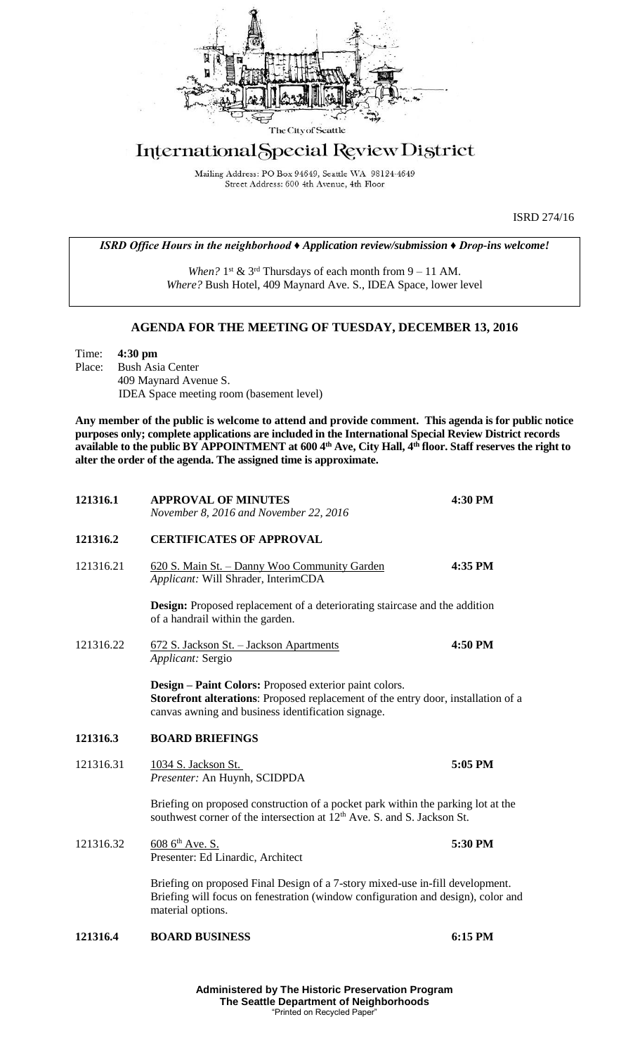The City of Seattle

# International Special Review District

Mailing Address: PO Box 94649, Seattle WA 98124-4649
Street Address: 600 4th Avenue, 4th Floor

ISRD 274/16

*ISRD Office Hours in the neighborhood ♦ Application review/submission ♦ Drop-ins welcome!*

*When?* 1st & 3rd Thursdays of each month from 9 – 11 AM.
*Where?* Bush Hotel, 409 Maynard Ave. S., IDEA Space, lower level

## AGENDA FOR THE MEETING OF TUESDAY, DECEMBER 13, 2016

Time: **4:30 pm**
Place: Bush Asia Center
409 Maynard Avenue S.
IDEA Space meeting room (basement level)

**Any member of the public is welcome to attend and provide comment. This agenda is for public notice purposes only; complete applications are included in the International Special Review District records available to the public BY APPOINTMENT at 600 4th Ave, City Hall, 4th floor. Staff reserves the right to alter the order of the agenda. The assigned time is approximate.**

**121316.1 APPROVAL OF MINUTES** — **4:30 PM**
*November 8, 2016 and November 22, 2016*

**121316.2 CERTIFICATES OF APPROVAL**

121316.21 620 S. Main St. – Danny Woo Community Garden — **4:35 PM**
*Applicant:* Will Shrader, InterimCDA

**Design:** Proposed replacement of a deteriorating staircase and the addition of a handrail within the garden.

121316.22 672 S. Jackson St. – Jackson Apartments — **4:50 PM**
*Applicant:* Sergio

**Design – Paint Colors:** Proposed exterior paint colors.
**Storefront alterations**: Proposed replacement of the entry door, installation of a canvas awning and business identification signage.

**121316.3 BOARD BRIEFINGS**

121316.31 1034 S. Jackson St. — **5:05 PM**
*Presenter:* An Huynh, SCIDPDA

Briefing on proposed construction of a pocket park within the parking lot at the southwest corner of the intersection at 12th Ave. S. and S. Jackson St.

121316.32 608 6th Ave. S. — **5:30 PM**
Presenter: Ed Linardic, Architect

Briefing on proposed Final Design of a 7-story mixed-use in-fill development. Briefing will focus on fenestration (window configuration and design), color and material options.

**121316.4 BOARD BUSINESS** — **6:15 PM**

**Administered by The Historic Preservation Program**
**The Seattle Department of Neighborhoods**
"Printed on Recycled Paper"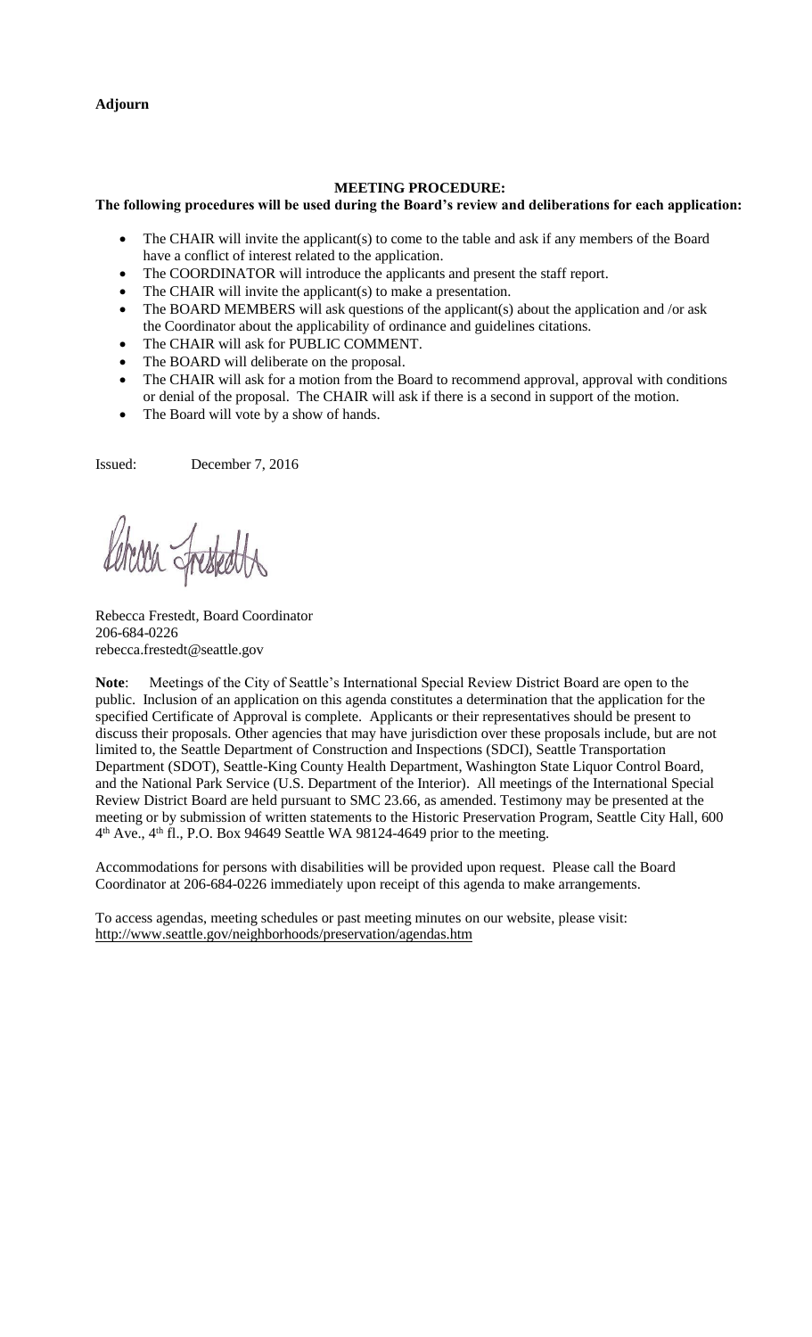**Adjourn**

**MEETING PROCEDURE:**

**The following procedures will be used during the Board's review and deliberations for each application:**

- The CHAIR will invite the applicant(s) to come to the table and ask if any members of the Board have a conflict of interest related to the application.
- The COORDINATOR will introduce the applicants and present the staff report.
- The CHAIR will invite the applicant(s) to make a presentation.
- The BOARD MEMBERS will ask questions of the applicant(s) about the application and /or ask the Coordinator about the applicability of ordinance and guidelines citations.
- The CHAIR will ask for PUBLIC COMMENT.
- The BOARD will deliberate on the proposal.
- The CHAIR will ask for a motion from the Board to recommend approval, approval with conditions or denial of the proposal. The CHAIR will ask if there is a second in support of the motion.
- The Board will vote by a show of hands.

Issued: December 7, 2016

Rebecca Frestedt, Board Coordinator
206-684-0226
rebecca.frestedt@seattle.gov

**Note**: Meetings of the City of Seattle's International Special Review District Board are open to the public. Inclusion of an application on this agenda constitutes a determination that the application for the specified Certificate of Approval is complete. Applicants or their representatives should be present to discuss their proposals. Other agencies that may have jurisdiction over these proposals include, but are not limited to, the Seattle Department of Construction and Inspections (SDCI), Seattle Transportation Department (SDOT), Seattle-King County Health Department, Washington State Liquor Control Board, and the National Park Service (U.S. Department of the Interior). All meetings of the International Special Review District Board are held pursuant to SMC 23.66, as amended. Testimony may be presented at the meeting or by submission of written statements to the Historic Preservation Program, Seattle City Hall, 600 4th Ave., 4th fl., P.O. Box 94649 Seattle WA 98124-4649 prior to the meeting.

Accommodations for persons with disabilities will be provided upon request. Please call the Board Coordinator at 206-684-0226 immediately upon receipt of this agenda to make arrangements.

To access agendas, meeting schedules or past meeting minutes on our website, please visit: http://www.seattle.gov/neighborhoods/preservation/agendas.htm